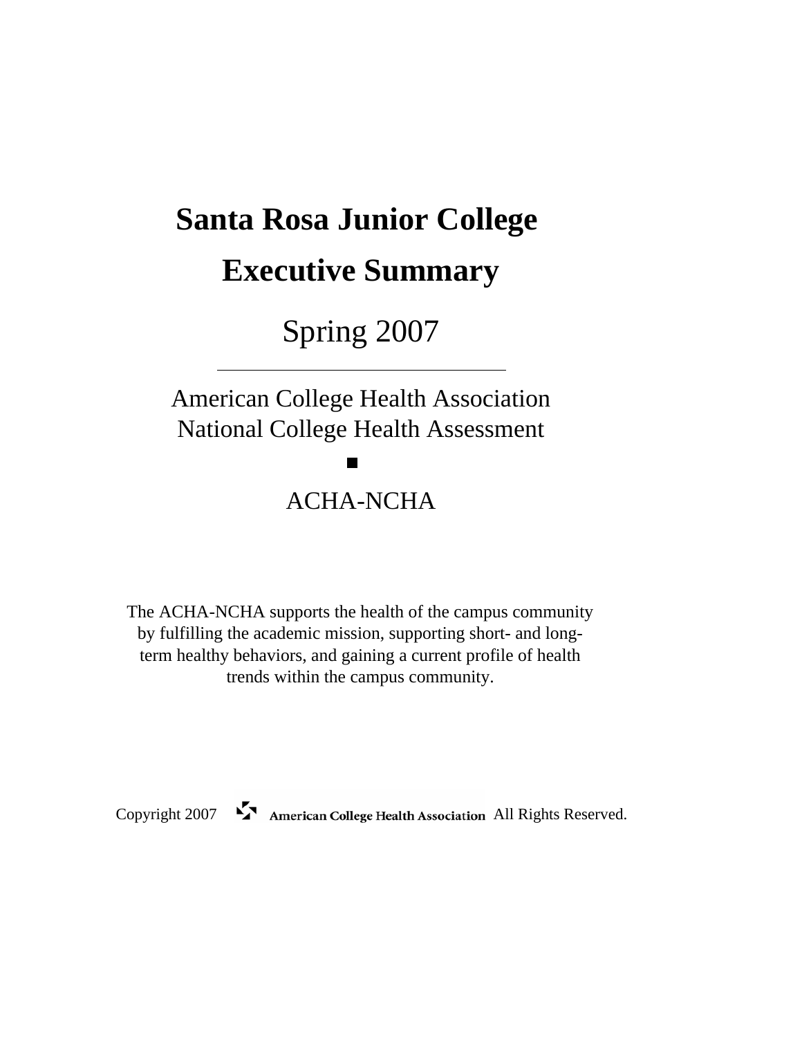# Santa Rosa Junior College

# Executive Summary

## Spring 2007

---

American College Health Association
National College Health Assessment

■

ACHA-NCHA

The ACHA-NCHA supports the health of the campus community by fulfilling the academic mission, supporting short- and long-term healthy behaviors, and gaining a current profile of health trends within the campus community.

Copyright 2007 American College Health Association All Rights Reserved.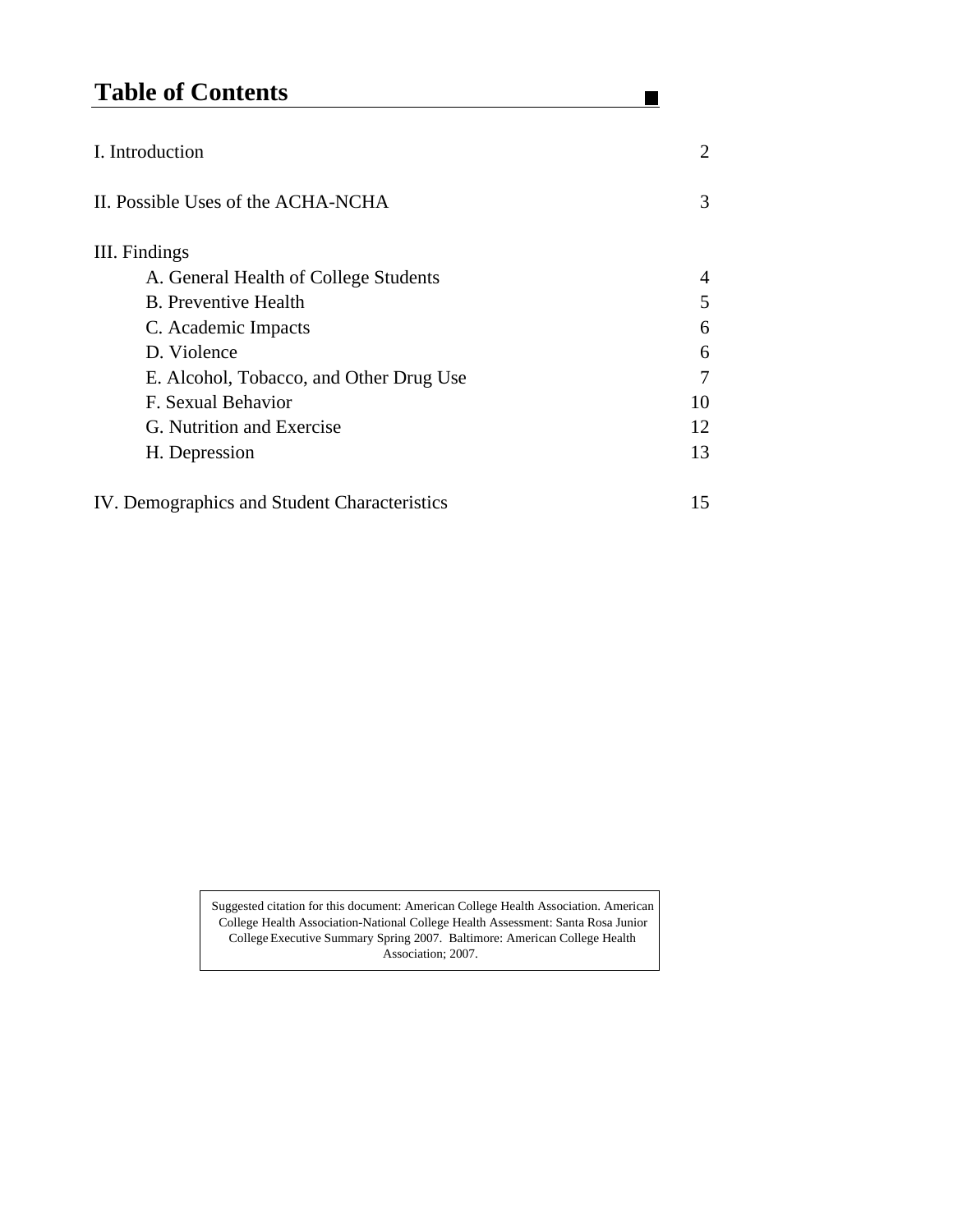# Table of Contents

| | |
|---|---|
| I. Introduction | 2 |
| II. Possible Uses of the ACHA-NCHA | 3 |
| III. Findings | |
| A. General Health of College Students | 4 |
| B. Preventive Health | 5 |
| C. Academic Impacts | 6 |
| D. Violence | 6 |
| E. Alcohol, Tobacco, and Other Drug Use | 7 |
| F. Sexual Behavior | 10 |
| G. Nutrition and Exercise | 12 |
| H. Depression | 13 |
| IV. Demographics and Student Characteristics | 15 |

Suggested citation for this document: American College Health Association. American College Health Association-National College Health Assessment: Santa Rosa Junior College Executive Summary Spring 2007. Baltimore: American College Health Association; 2007.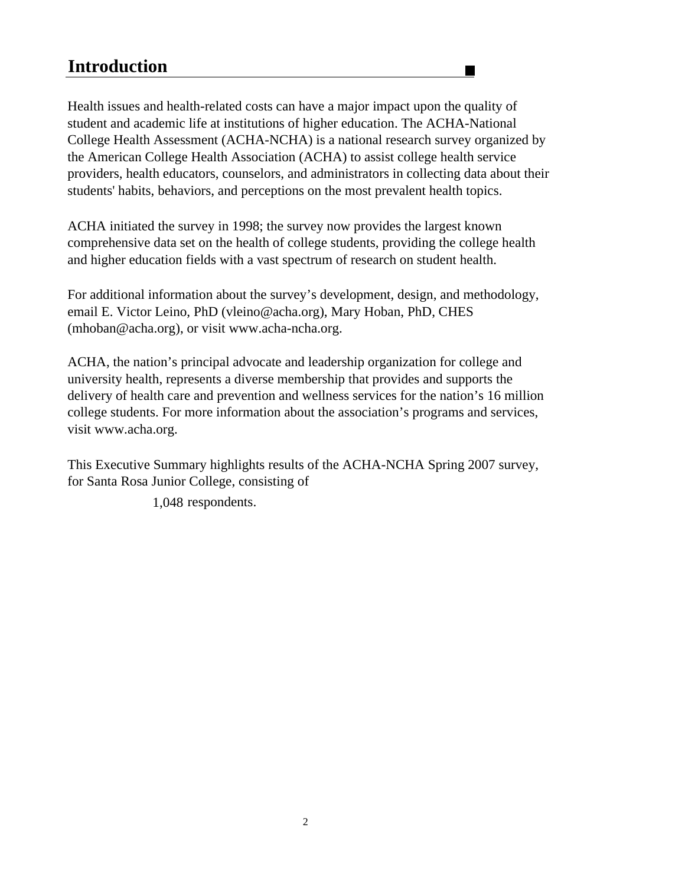## Introduction

Health issues and health-related costs can have a major impact upon the quality of student and academic life at institutions of higher education. The ACHA-National College Health Assessment (ACHA-NCHA) is a national research survey organized by the American College Health Association (ACHA) to assist college health service providers, health educators, counselors, and administrators in collecting data about their students' habits, behaviors, and perceptions on the most prevalent health topics.

ACHA initiated the survey in 1998; the survey now provides the largest known comprehensive data set on the health of college students, providing the college health and higher education fields with a vast spectrum of research on student health.

For additional information about the survey's development, design, and methodology, email E. Victor Leino, PhD (vleino@acha.org), Mary Hoban, PhD, CHES (mhoban@acha.org), or visit www.acha-ncha.org.

ACHA, the nation's principal advocate and leadership organization for college and university health, represents a diverse membership that provides and supports the delivery of health care and prevention and wellness services for the nation's 16 million college students. For more information about the association's programs and services, visit www.acha.org.

This Executive Summary highlights results of the ACHA-NCHA Spring 2007 survey, for Santa Rosa Junior College, consisting of

1,048 respondents.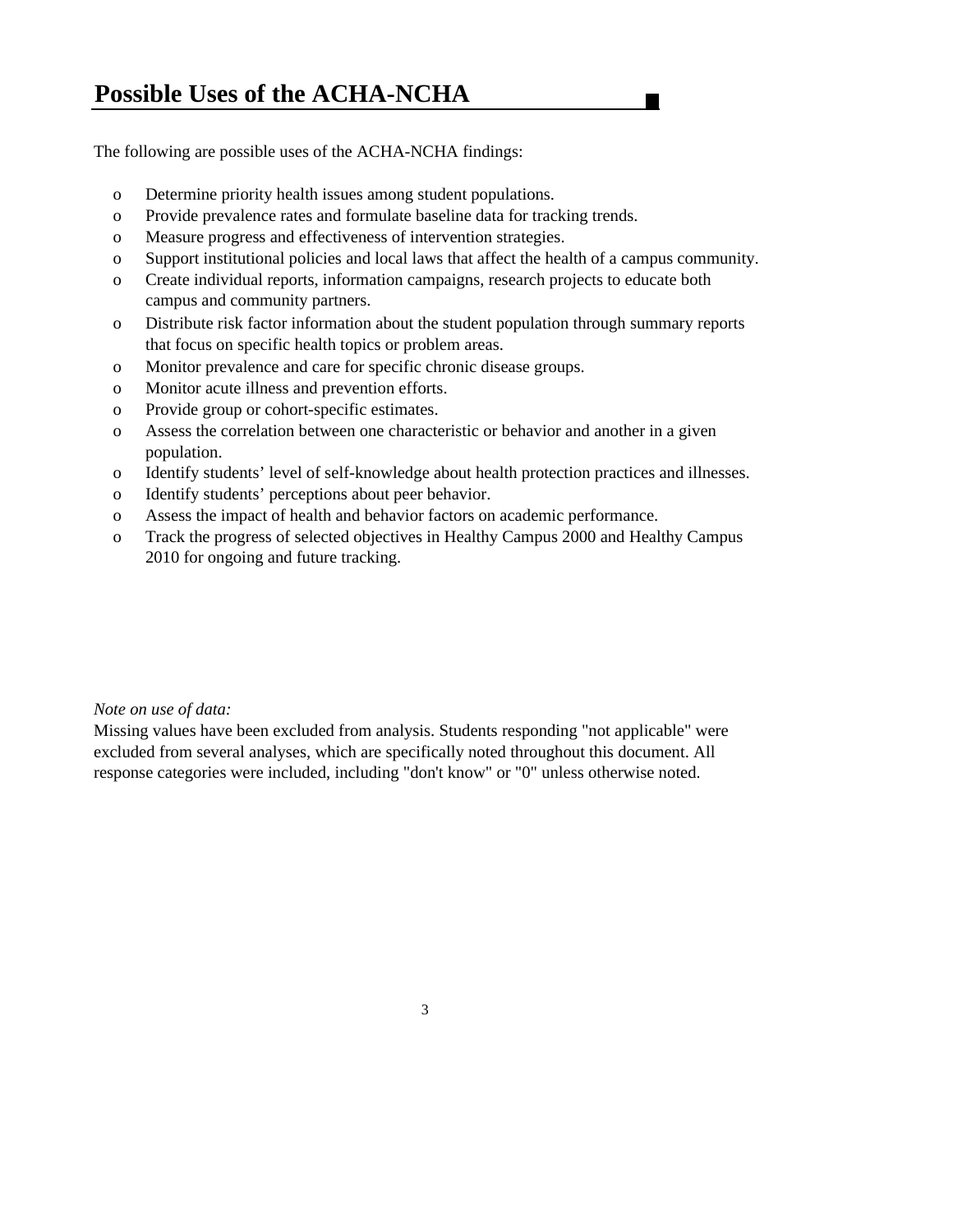## Possible Uses of the ACHA-NCHA

The following are possible uses of the ACHA-NCHA findings:

- Determine priority health issues among student populations.
- Provide prevalence rates and formulate baseline data for tracking trends.
- Measure progress and effectiveness of intervention strategies.
- Support institutional policies and local laws that affect the health of a campus community.
- Create individual reports, information campaigns, research projects to educate both campus and community partners.
- Distribute risk factor information about the student population through summary reports that focus on specific health topics or problem areas.
- Monitor prevalence and care for specific chronic disease groups.
- Monitor acute illness and prevention efforts.
- Provide group or cohort-specific estimates.
- Assess the correlation between one characteristic or behavior and another in a given population.
- Identify students' level of self-knowledge about health protection practices and illnesses.
- Identify students' perceptions about peer behavior.
- Assess the impact of health and behavior factors on academic performance.
- Track the progress of selected objectives in Healthy Campus 2000 and Healthy Campus 2010 for ongoing and future tracking.

*Note on use of data:*
Missing values have been excluded from analysis. Students responding "not applicable" were excluded from several analyses, which are specifically noted throughout this document. All response categories were included, including "don't know" or "0" unless otherwise noted.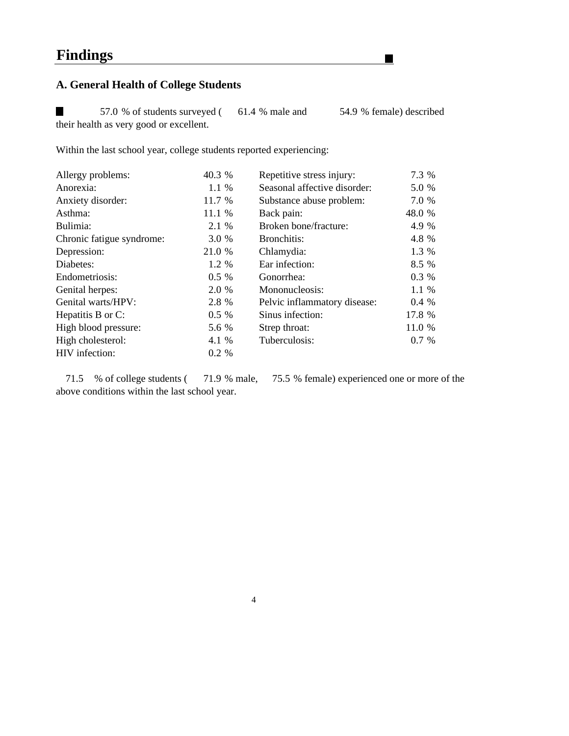# Findings

## A. General Health of College Students

- 57.0 % of students surveyed ( 61.4 % male and 54.9 % female) described their health as very good or excellent.

Within the last school year, college students reported experiencing:

| | | | |
|---|---|---|---|
| Allergy problems: | 40.3 % | Repetitive stress injury: | 7.3 % |
| Anorexia: | 1.1 % | Seasonal affective disorder: | 5.0 % |
| Anxiety disorder: | 11.7 % | Substance abuse problem: | 7.0 % |
| Asthma: | 11.1 % | Back pain: | 48.0 % |
| Bulimia: | 2.1 % | Broken bone/fracture: | 4.9 % |
| Chronic fatigue syndrome: | 3.0 % | Bronchitis: | 4.8 % |
| Depression: | 21.0 % | Chlamydia: | 1.3 % |
| Diabetes: | 1.2 % | Ear infection: | 8.5 % |
| Endometriosis: | 0.5 % | Gonorrhea: | 0.3 % |
| Genital herpes: | 2.0 % | Mononucleosis: | 1.1 % |
| Genital warts/HPV: | 2.8 % | Pelvic inflammatory disease: | 0.4 % |
| Hepatitis B or C: | 0.5 % | Sinus infection: | 17.8 % |
| High blood pressure: | 5.6 % | Strep throat: | 11.0 % |
| High cholesterol: | 4.1 % | Tuberculosis: | 0.7 % |
| HIV infection: | 0.2 % | | |

71.5 % of college students ( 71.9 % male, 75.5 % female) experienced one or more of the above conditions within the last school year.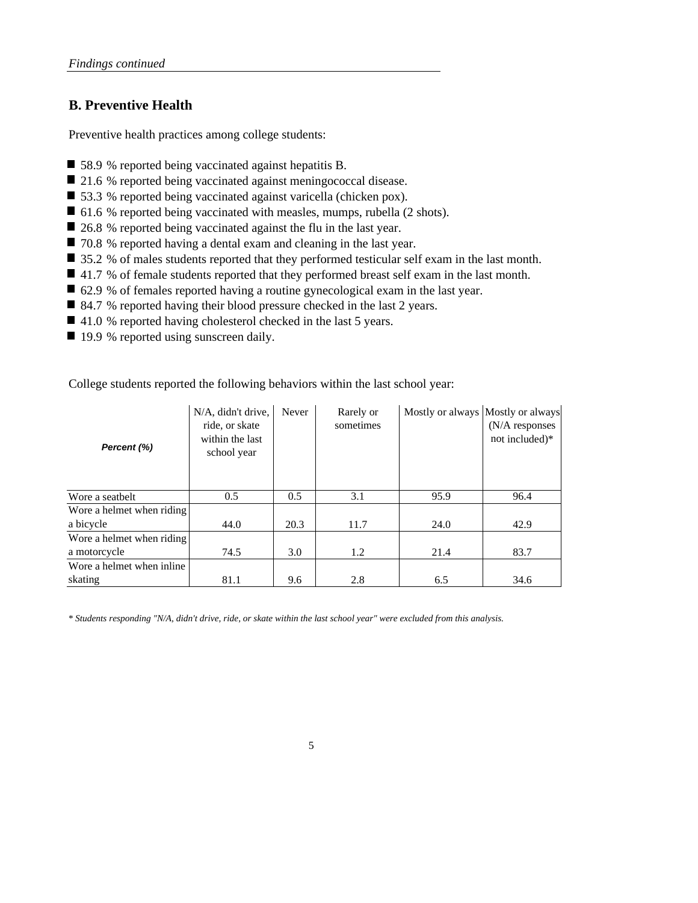*Findings continued*

## B. Preventive Health

Preventive health practices among college students:

- 58.9 % reported being vaccinated against hepatitis B.
- 21.6 % reported being vaccinated against meningococcal disease.
- 53.3 % reported being vaccinated against varicella (chicken pox).
- 61.6 % reported being vaccinated with measles, mumps, rubella (2 shots).
- 26.8 % reported being vaccinated against the flu in the last year.
- 70.8 % reported having a dental exam and cleaning in the last year.
- 35.2 % of males students reported that they performed testicular self exam in the last month.
- 41.7 % of female students reported that they performed breast self exam in the last month.
- 62.9 % of females reported having a routine gynecological exam in the last year.
- 84.7 % reported having their blood pressure checked in the last 2 years.
- 41.0 % reported having cholesterol checked in the last 5 years.
- 19.9 % reported using sunscreen daily.

College students reported the following behaviors within the last school year:

| *Percent (%)* | N/A, didn't drive, ride, or skate within the last school year | Never | Rarely or sometimes | Mostly or always | Mostly or always (N/A responses not included)* |
|---|---|---|---|---|---|
| Wore a seatbelt | 0.5 | 0.5 | 3.1 | 95.9 | 96.4 |
| Wore a helmet when riding a bicycle | 44.0 | 20.3 | 11.7 | 24.0 | 42.9 |
| Wore a helmet when riding a motorcycle | 74.5 | 3.0 | 1.2 | 21.4 | 83.7 |
| Wore a helmet when inline skating | 81.1 | 9.6 | 2.8 | 6.5 | 34.6 |

*\* Students responding "N/A, didn't drive, ride, or skate within the last school year" were excluded from this analysis.*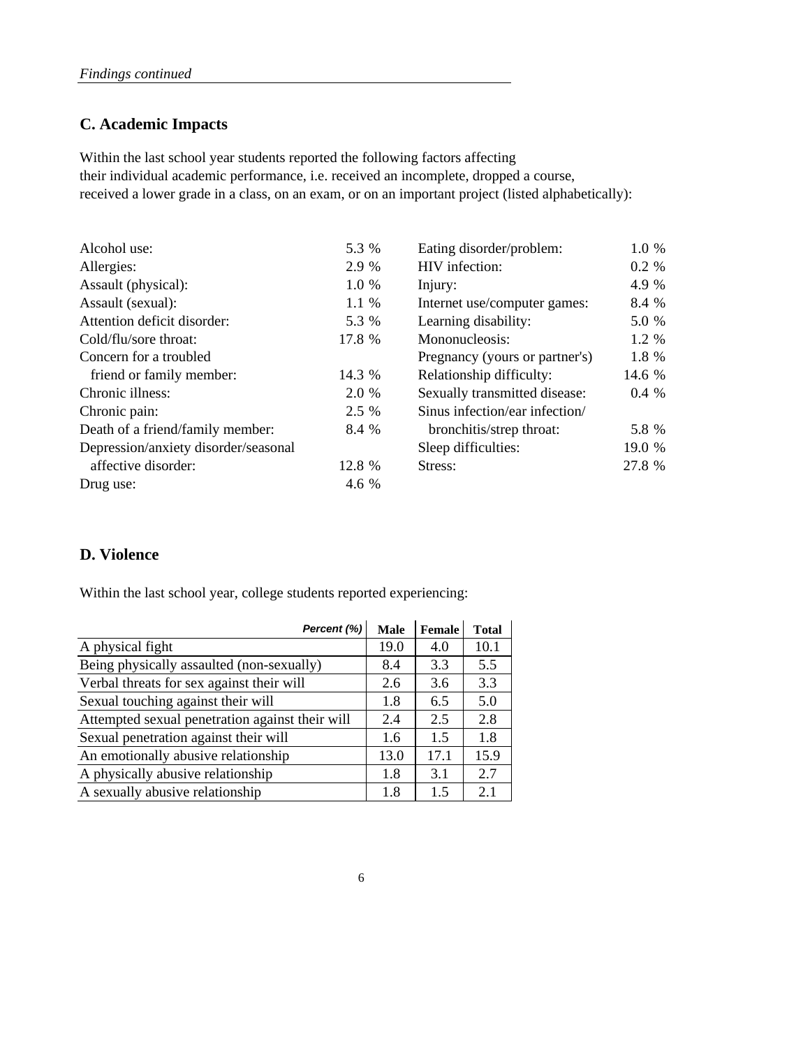*Findings continued*

## C. Academic Impacts

Within the last school year students reported the following factors affecting their individual academic performance, i.e. received an incomplete, dropped a course, received a lower grade in a class, on an exam, or on an important project (listed alphabetically):

| | | | |
|---|---|---|---|
| Alcohol use: | 5.3 % | Eating disorder/problem: | 1.0 % |
| Allergies: | 2.9 % | HIV infection: | 0.2 % |
| Assault (physical): | 1.0 % | Injury: | 4.9 % |
| Assault (sexual): | 1.1 % | Internet use/computer games: | 8.4 % |
| Attention deficit disorder: | 5.3 % | Learning disability: | 5.0 % |
| Cold/flu/sore throat: | 17.8 % | Mononucleosis: | 1.2 % |
| Concern for a troubled friend or family member: | 14.3 % | Pregnancy (yours or partner's) | 1.8 % |
| Chronic illness: | 2.0 % | Relationship difficulty: | 14.6 % |
| Chronic pain: | 2.5 % | Sexually transmitted disease: | 0.4 % |
| Death of a friend/family member: | 8.4 % | Sinus infection/ear infection/ bronchitis/strep throat: | 5.8 % |
| Depression/anxiety disorder/seasonal affective disorder: | 12.8 % | Sleep difficulties: | 19.0 % |
| Drug use: | 4.6 % | Stress: | 27.8 % |

## D. Violence

Within the last school year, college students reported experiencing:

| Percent (%) | Male | Female | Total |
|---|---|---|---|
| A physical fight | 19.0 | 4.0 | 10.1 |
| Being physically assaulted (non-sexually) | 8.4 | 3.3 | 5.5 |
| Verbal threats for sex against their will | 2.6 | 3.6 | 3.3 |
| Sexual touching against their will | 1.8 | 6.5 | 5.0 |
| Attempted sexual penetration against their will | 2.4 | 2.5 | 2.8 |
| Sexual penetration against their will | 1.6 | 1.5 | 1.8 |
| An emotionally abusive relationship | 13.0 | 17.1 | 15.9 |
| A physically abusive relationship | 1.8 | 3.1 | 2.7 |
| A sexually abusive relationship | 1.8 | 1.5 | 2.1 |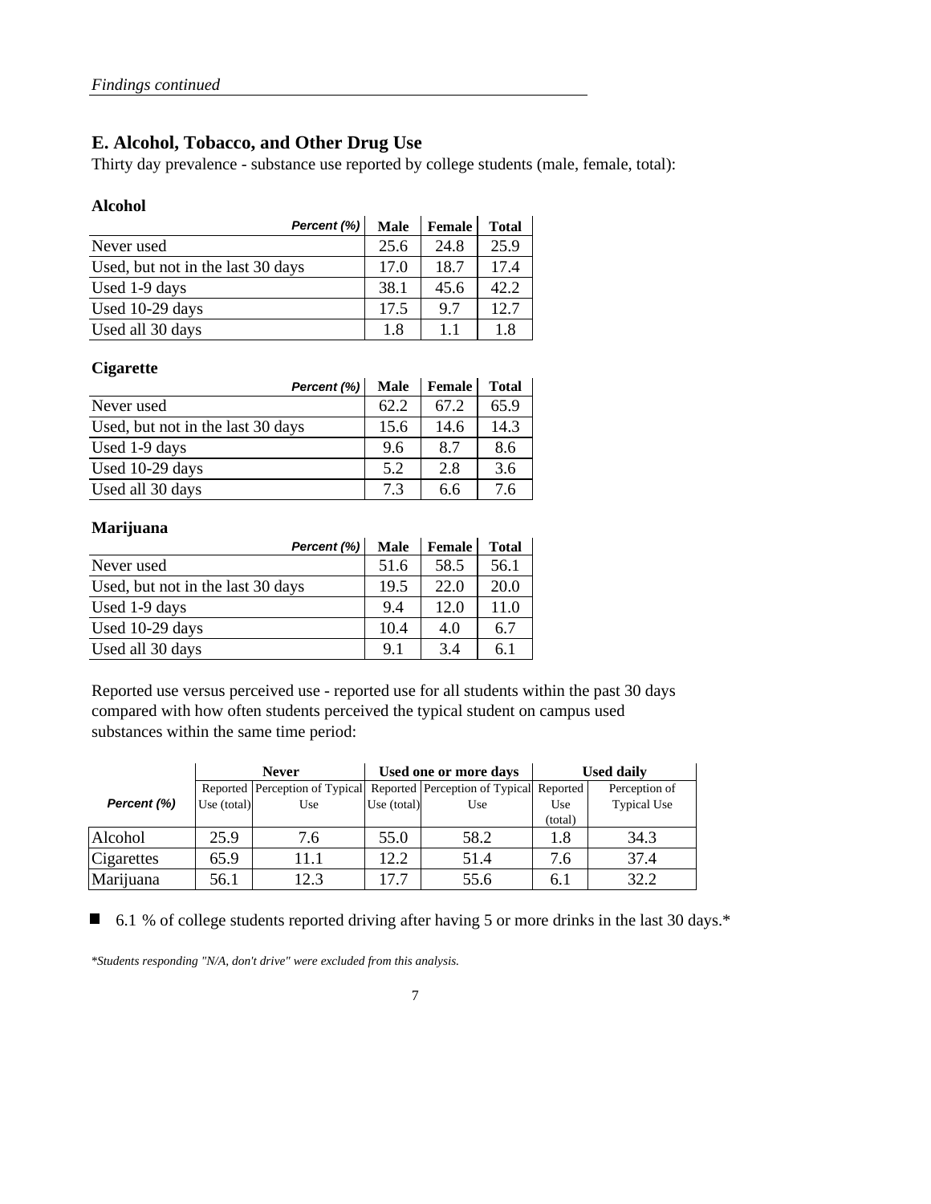*Findings continued*

## E. Alcohol, Tobacco, and Other Drug Use

Thirty day prevalence - substance use reported by college students (male, female, total):

### Alcohol

| Percent (%) | Male | Female | Total |
|---|---|---|---|
| Never used | 25.6 | 24.8 | 25.9 |
| Used, but not in the last 30 days | 17.0 | 18.7 | 17.4 |
| Used 1-9 days | 38.1 | 45.6 | 42.2 |
| Used 10-29 days | 17.5 | 9.7 | 12.7 |
| Used all 30 days | 1.8 | 1.1 | 1.8 |

### Cigarette

| Percent (%) | Male | Female | Total |
|---|---|---|---|
| Never used | 62.2 | 67.2 | 65.9 |
| Used, but not in the last 30 days | 15.6 | 14.6 | 14.3 |
| Used 1-9 days | 9.6 | 8.7 | 8.6 |
| Used 10-29 days | 5.2 | 2.8 | 3.6 |
| Used all 30 days | 7.3 | 6.6 | 7.6 |

### Marijuana

| Percent (%) | Male | Female | Total |
|---|---|---|---|
| Never used | 51.6 | 58.5 | 56.1 |
| Used, but not in the last 30 days | 19.5 | 22.0 | 20.0 |
| Used 1-9 days | 9.4 | 12.0 | 11.0 |
| Used 10-29 days | 10.4 | 4.0 | 6.7 |
| Used all 30 days | 9.1 | 3.4 | 6.1 |

Reported use versus perceived use - reported use for all students within the past 30 days compared with how often students perceived the typical student on campus used substances within the same time period:

| | Never | | Used one or more days | | Used daily | |
|---|---|---|---|---|---|---|
| Percent (%) | Reported Use (total) | Perception of Typical Use | Reported Use (total) | Perception of Typical Use | Reported Use (total) | Perception of Typical Use |
| Alcohol | 25.9 | 7.6 | 55.0 | 58.2 | 1.8 | 34.3 |
| Cigarettes | 65.9 | 11.1 | 12.2 | 51.4 | 7.6 | 37.4 |
| Marijuana | 56.1 | 12.3 | 17.7 | 55.6 | 6.1 | 32.2 |

- 6.1 % of college students reported driving after having 5 or more drinks in the last 30 days.*

*\*Students responding "N/A, don't drive" were excluded from this analysis.*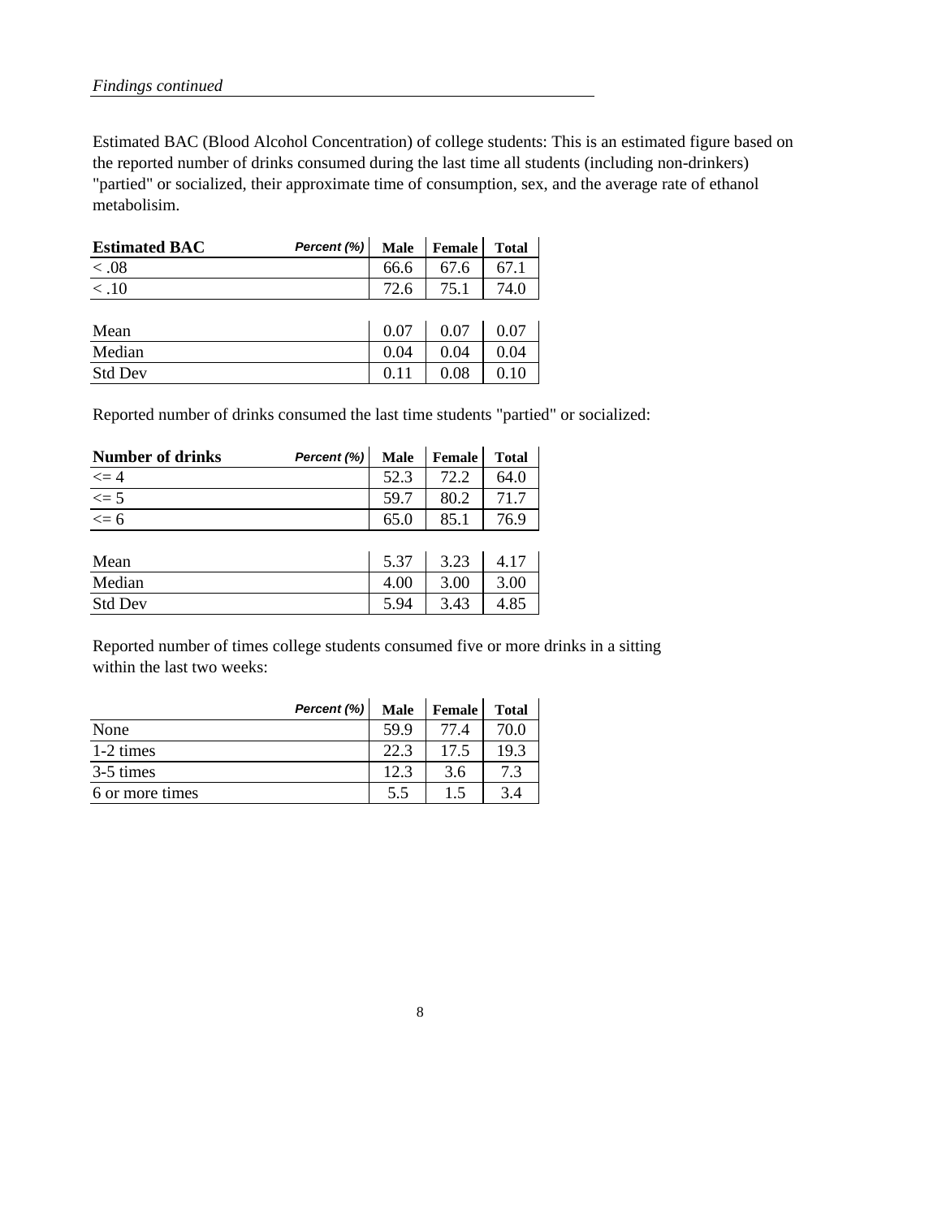*Findings continued*

Estimated BAC (Blood Alcohol Concentration) of college students: This is an estimated figure based on the reported number of drinks consumed during the last time all students (including non-drinkers) "partied" or socialized, their approximate time of consumption, sex, and the average rate of ethanol metabolisim.

| **Estimated BAC** *Percent (%)* | Male | Female | Total |
|---|---|---|---|
| < .08 | 66.6 | 67.6 | 67.1 |
| < .10 | 72.6 | 75.1 | 74.0 |
| | | | |
| Mean | 0.07 | 0.07 | 0.07 |
| Median | 0.04 | 0.04 | 0.04 |
| Std Dev | 0.11 | 0.08 | 0.10 |

Reported number of drinks consumed the last time students "partied" or socialized:

| **Number of drinks** *Percent (%)* | Male | Female | Total |
|---|---|---|---|
| <= 4 | 52.3 | 72.2 | 64.0 |
| <= 5 | 59.7 | 80.2 | 71.7 |
| <= 6 | 65.0 | 85.1 | 76.9 |
| | | | |
| Mean | 5.37 | 3.23 | 4.17 |
| Median | 4.00 | 3.00 | 3.00 |
| Std Dev | 5.94 | 3.43 | 4.85 |

Reported number of times college students consumed five or more drinks in a sitting within the last two weeks:

| *Percent (%)* | Male | Female | Total |
|---|---|---|---|
| None | 59.9 | 77.4 | 70.0 |
| 1-2 times | 22.3 | 17.5 | 19.3 |
| 3-5 times | 12.3 | 3.6 | 7.3 |
| 6 or more times | 5.5 | 1.5 | 3.4 |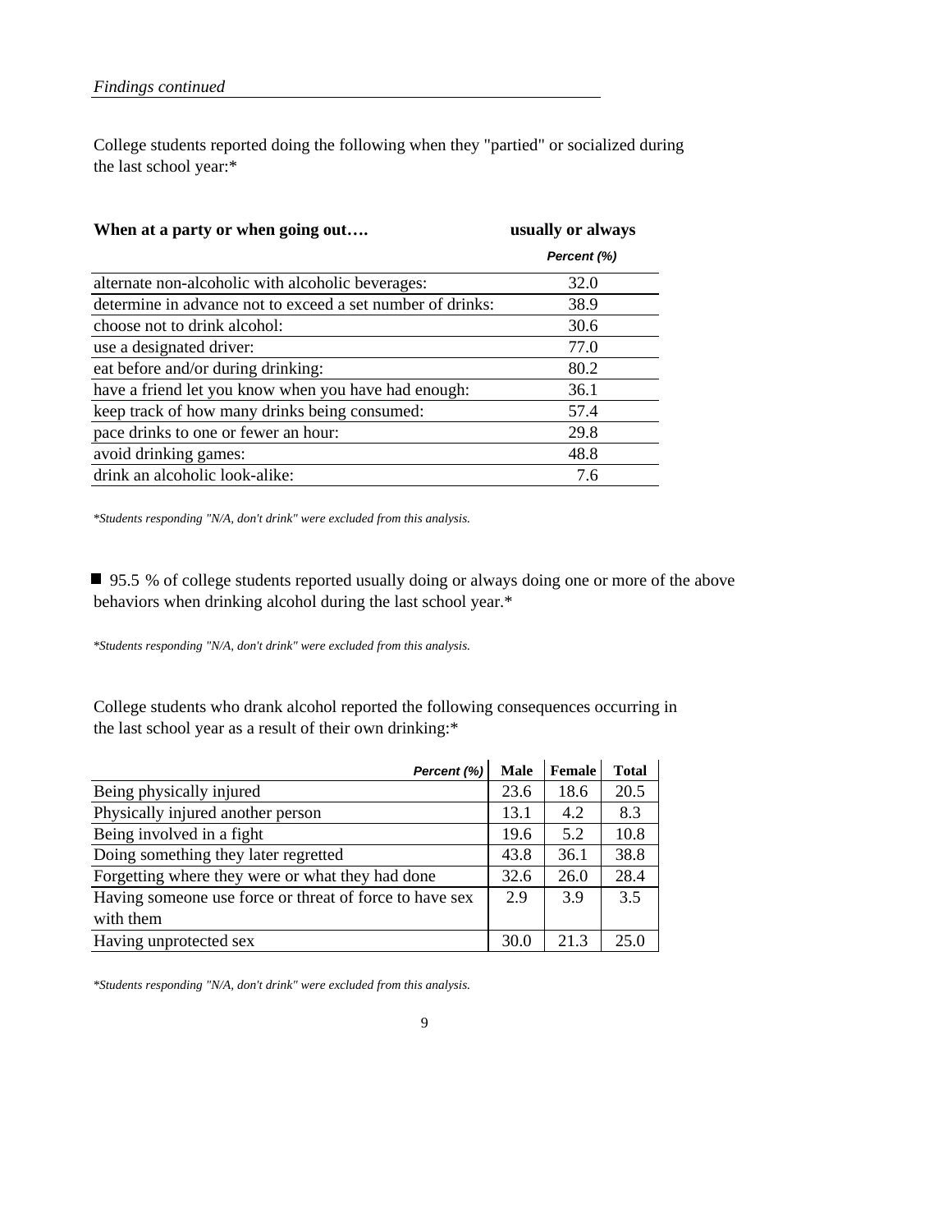*Findings continued*

College students reported doing the following when they "partied" or socialized during the last school year:*

| When at a party or when going out…. | usually or always |
|---|---|
| | *Percent (%)* |
| alternate non-alcoholic with alcoholic beverages: | 32.0 |
| determine in advance not to exceed a set number of drinks: | 38.9 |
| choose not to drink alcohol: | 30.6 |
| use a designated driver: | 77.0 |
| eat before and/or during drinking: | 80.2 |
| have a friend let you know when you have had enough: | 36.1 |
| keep track of how many drinks being consumed: | 57.4 |
| pace drinks to one or fewer an hour: | 29.8 |
| avoid drinking games: | 48.8 |
| drink an alcoholic look-alike: | 7.6 |

*\*Students responding "N/A, don't drink" were excluded from this analysis.*

- 95.5 % of college students reported usually doing or always doing one or more of the above behaviors when drinking alcohol during the last school year.*

*\*Students responding "N/A, don't drink" were excluded from this analysis.*

College students who drank alcohol reported the following consequences occurring in the last school year as a result of their own drinking:*

| *Percent (%)* | Male | Female | Total |
|---|---|---|---|
| Being physically injured | 23.6 | 18.6 | 20.5 |
| Physically injured another person | 13.1 | 4.2 | 8.3 |
| Being involved in a fight | 19.6 | 5.2 | 10.8 |
| Doing something they later regretted | 43.8 | 36.1 | 38.8 |
| Forgetting where they were or what they had done | 32.6 | 26.0 | 28.4 |
| Having someone use force or threat of force to have sex with them | 2.9 | 3.9 | 3.5 |
| Having unprotected sex | 30.0 | 21.3 | 25.0 |

*\*Students responding "N/A, don't drink" were excluded from this analysis.*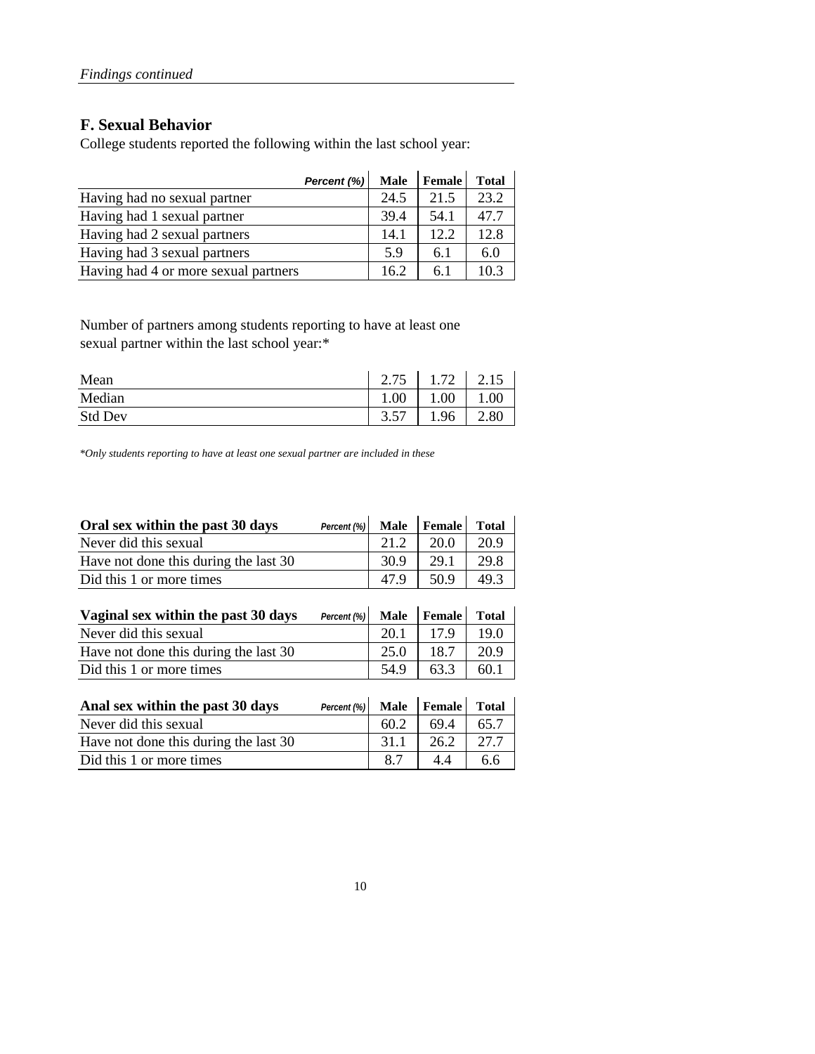*Findings continued*

## F. Sexual Behavior

College students reported the following within the last school year:

| *Percent (%)* | Male | Female | Total |
|---|---|---|---|
| Having had no sexual partner | 24.5 | 21.5 | 23.2 |
| Having had 1 sexual partner | 39.4 | 54.1 | 47.7 |
| Having had 2 sexual partners | 14.1 | 12.2 | 12.8 |
| Having had 3 sexual partners | 5.9 | 6.1 | 6.0 |
| Having had 4 or more sexual partners | 16.2 | 6.1 | 10.3 |

Number of partners among students reporting to have at least one sexual partner within the last school year:*

| | Male | Female | Total |
|---|---|---|---|
| Mean | 2.75 | 1.72 | 2.15 |
| Median | 1.00 | 1.00 | 1.00 |
| Std Dev | 3.57 | 1.96 | 2.80 |

*\*Only students reporting to have at least one sexual partner are included in these*

| **Oral sex within the past 30 days** *Percent (%)* | Male | Female | Total |
|---|---|---|---|
| Never did this sexual | 21.2 | 20.0 | 20.9 |
| Have not done this during the last 30 | 30.9 | 29.1 | 29.8 |
| Did this 1 or more times | 47.9 | 50.9 | 49.3 |

| **Vaginal sex within the past 30 days** *Percent (%)* | Male | Female | Total |
|---|---|---|---|
| Never did this sexual | 20.1 | 17.9 | 19.0 |
| Have not done this during the last 30 | 25.0 | 18.7 | 20.9 |
| Did this 1 or more times | 54.9 | 63.3 | 60.1 |

| **Anal sex within the past 30 days** *Percent (%)* | Male | Female | Total |
|---|---|---|---|
| Never did this sexual | 60.2 | 69.4 | 65.7 |
| Have not done this during the last 30 | 31.1 | 26.2 | 27.7 |
| Did this 1 or more times | 8.7 | 4.4 | 6.6 |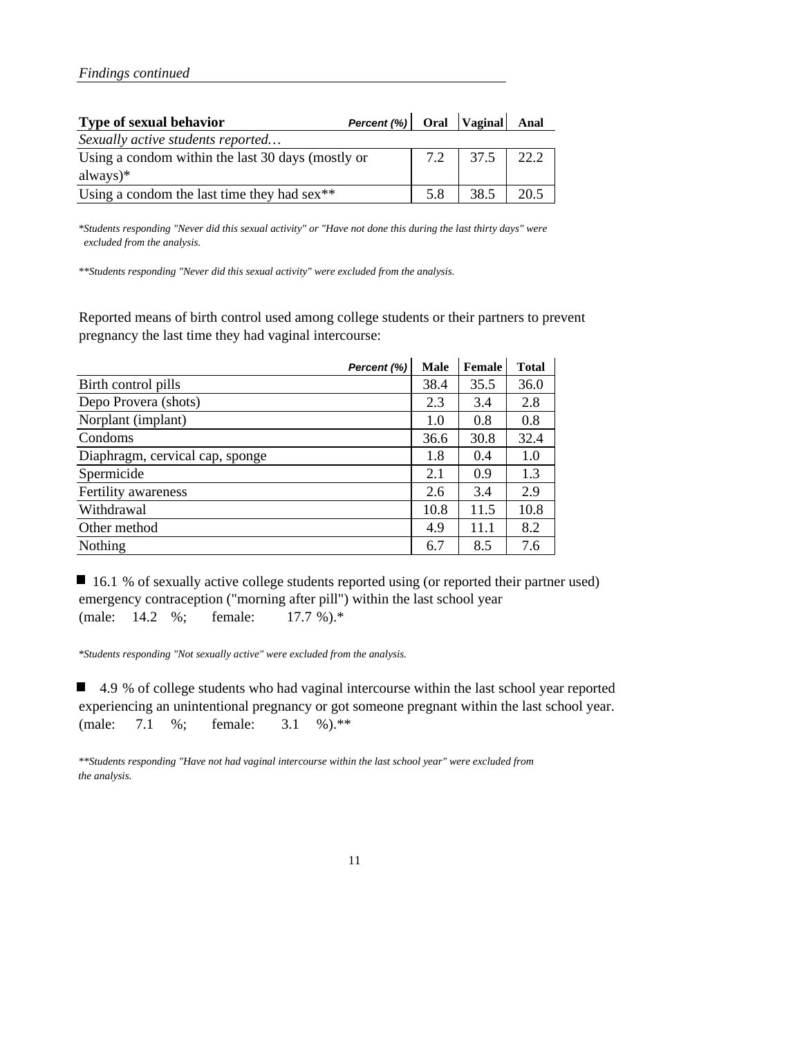*Findings continued*

| **Type of sexual behavior** *Percent (%)* | **Oral** | **Vaginal** | **Anal** |
|---|---|---|---|
| *Sexually active students reported…* | | | |
| Using a condom within the last 30 days (mostly or always)* | 7.2 | 37.5 | 22.2 |
| Using a condom the last time they had sex** | 5.8 | 38.5 | 20.5 |

*\*Students responding "Never did this sexual activity" or "Have not done this during the last thirty days" were excluded from the analysis.*

*\*\*Students responding "Never did this sexual activity" were excluded from the analysis.*

Reported means of birth control used among college students or their partners to prevent pregnancy the last time they had vaginal intercourse:

| *Percent (%)* | **Male** | **Female** | **Total** |
|---|---|---|---|
| Birth control pills | 38.4 | 35.5 | 36.0 |
| Depo Provera (shots) | 2.3 | 3.4 | 2.8 |
| Norplant (implant) | 1.0 | 0.8 | 0.8 |
| Condoms | 36.6 | 30.8 | 32.4 |
| Diaphragm, cervical cap, sponge | 1.8 | 0.4 | 1.0 |
| Spermicide | 2.1 | 0.9 | 1.3 |
| Fertility awareness | 2.6 | 3.4 | 2.9 |
| Withdrawal | 10.8 | 11.5 | 10.8 |
| Other method | 4.9 | 11.1 | 8.2 |
| Nothing | 6.7 | 8.5 | 7.6 |

- 16.1 % of sexually active college students reported using (or reported their partner used) emergency contraception ("morning after pill") within the last school year (male: 14.2 %; female: 17.7 %).*

*\*Students responding "Not sexually active" were excluded from the analysis.*

- 4.9 % of college students who had vaginal intercourse within the last school year reported experiencing an unintentional pregnancy or got someone pregnant within the last school year. (male: 7.1 %; female: 3.1 %).**

*\*\*Students responding "Have not had vaginal intercourse within the last school year" were excluded from the analysis.*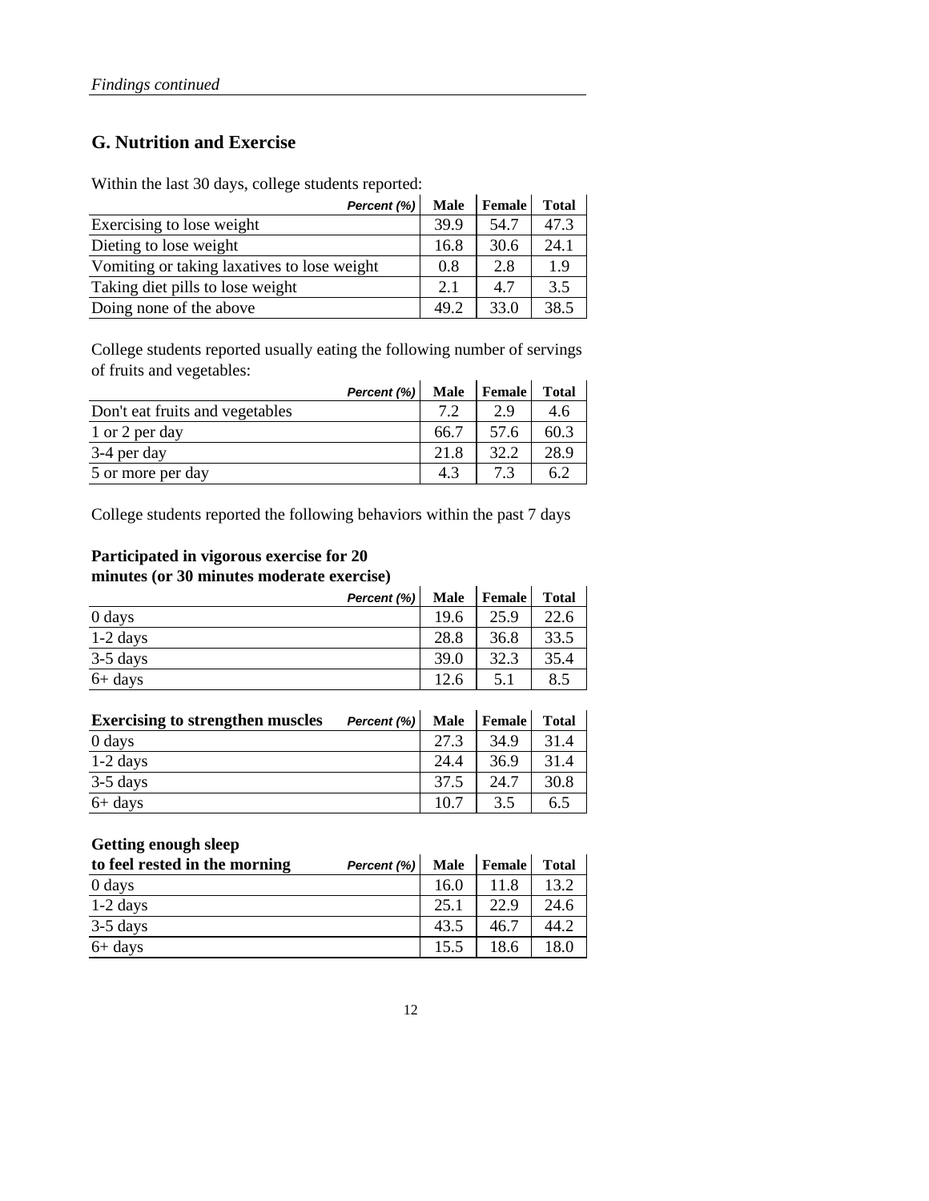*Findings continued*

## G. Nutrition and Exercise

Within the last 30 days, college students reported:

| *Percent (%)* | Male | Female | Total |
|---|---|---|---|
| Exercising to lose weight | 39.9 | 54.7 | 47.3 |
| Dieting to lose weight | 16.8 | 30.6 | 24.1 |
| Vomiting or taking laxatives to lose weight | 0.8 | 2.8 | 1.9 |
| Taking diet pills to lose weight | 2.1 | 4.7 | 3.5 |
| Doing none of the above | 49.2 | 33.0 | 38.5 |

College students reported usually eating the following number of servings of fruits and vegetables:

| *Percent (%)* | Male | Female | Total |
|---|---|---|---|
| Don't eat fruits and vegetables | 7.2 | 2.9 | 4.6 |
| 1 or 2 per day | 66.7 | 57.6 | 60.3 |
| 3-4 per day | 21.8 | 32.2 | 28.9 |
| 5 or more per day | 4.3 | 7.3 | 6.2 |

College students reported the following behaviors within the past 7 days

**Participated in vigorous exercise for 20 minutes (or 30 minutes moderate exercise)**

| *Percent (%)* | Male | Female | Total |
|---|---|---|---|
| 0 days | 19.6 | 25.9 | 22.6 |
| 1-2 days | 28.8 | 36.8 | 33.5 |
| 3-5 days | 39.0 | 32.3 | 35.4 |
| 6+ days | 12.6 | 5.1 | 8.5 |

| **Exercising to strengthen muscles** *Percent (%)* | Male | Female | Total |
|---|---|---|---|
| 0 days | 27.3 | 34.9 | 31.4 |
| 1-2 days | 24.4 | 36.9 | 31.4 |
| 3-5 days | 37.5 | 24.7 | 30.8 |
| 6+ days | 10.7 | 3.5 | 6.5 |

| **Getting enough sleep to feel rested in the morning** *Percent (%)* | Male | Female | Total |
|---|---|---|---|
| 0 days | 16.0 | 11.8 | 13.2 |
| 1-2 days | 25.1 | 22.9 | 24.6 |
| 3-5 days | 43.5 | 46.7 | 44.2 |
| 6+ days | 15.5 | 18.6 | 18.0 |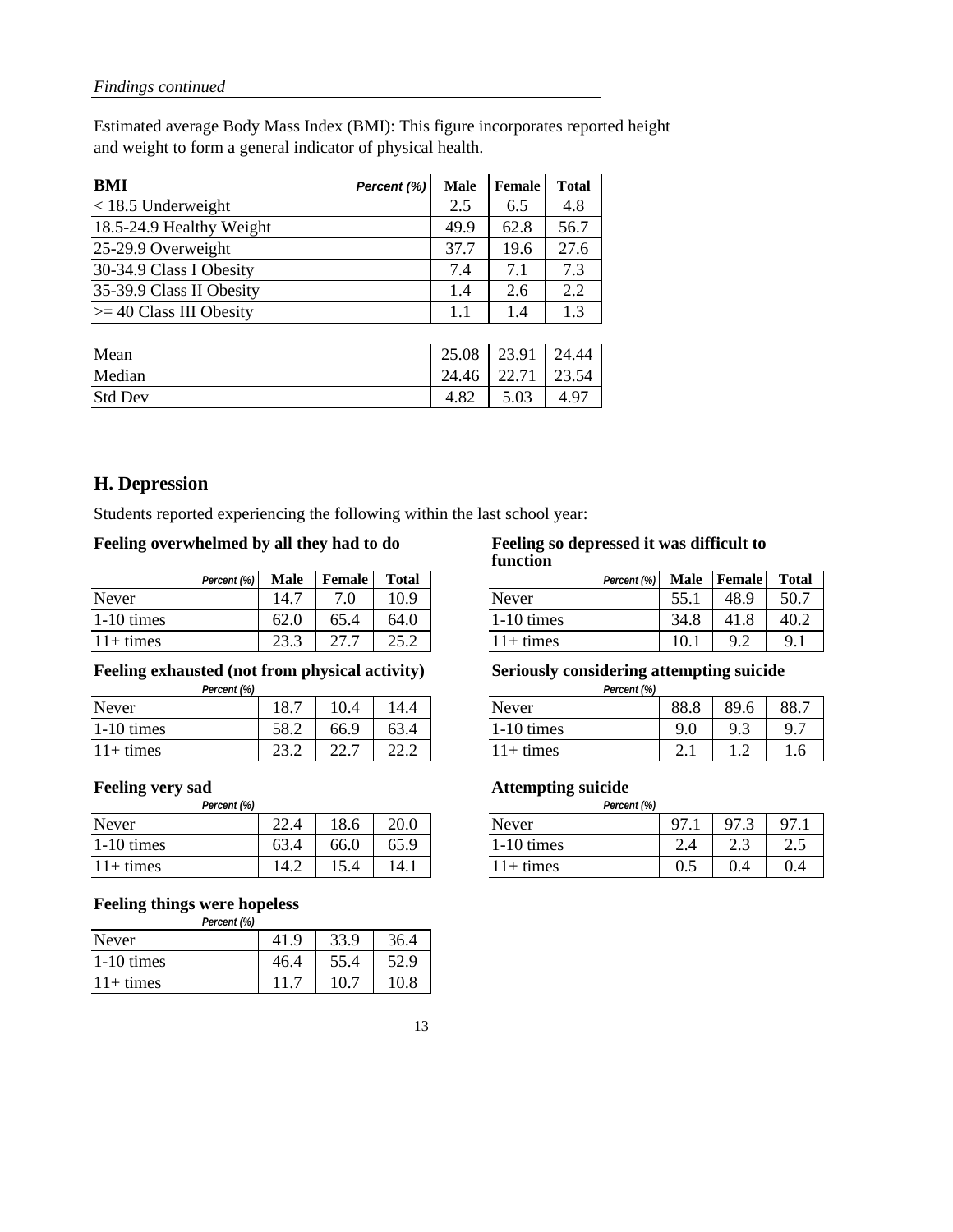*Findings continued*

Estimated average Body Mass Index (BMI): This figure incorporates reported height and weight to form a general indicator of physical health.

| **BMI** Percent (%) | **Male** | **Female** | **Total** |
|---|---|---|---|
| < 18.5 Underweight | 2.5 | 6.5 | 4.8 |
| 18.5-24.9 Healthy Weight | 49.9 | 62.8 | 56.7 |
| 25-29.9 Overweight | 37.7 | 19.6 | 27.6 |
| 30-34.9 Class I Obesity | 7.4 | 7.1 | 7.3 |
| 35-39.9 Class II Obesity | 1.4 | 2.6 | 2.2 |
| >= 40 Class III Obesity | 1.1 | 1.4 | 1.3 |

| | Male | Female | Total |
|---|---|---|---|
| Mean | 25.08 | 23.91 | 24.44 |
| Median | 24.46 | 22.71 | 23.54 |
| Std Dev | 4.82 | 5.03 | 4.97 |

## H. Depression

Students reported experiencing the following within the last school year:

**Feeling overwhelmed by all they had to do**

| Percent (%) | **Male** | **Female** | **Total** |
|---|---|---|---|
| Never | 14.7 | 7.0 | 10.9 |
| 1-10 times | 62.0 | 65.4 | 64.0 |
| 11+ times | 23.3 | 27.7 | 25.2 |

**Feeling exhausted (not from physical activity)**

| Percent (%) | Male | Female | Total |
|---|---|---|---|
| Never | 18.7 | 10.4 | 14.4 |
| 1-10 times | 58.2 | 66.9 | 63.4 |
| 11+ times | 23.2 | 22.7 | 22.2 |

**Feeling very sad**

| Percent (%) | Male | Female | Total |
|---|---|---|---|
| Never | 22.4 | 18.6 | 20.0 |
| 1-10 times | 63.4 | 66.0 | 65.9 |
| 11+ times | 14.2 | 15.4 | 14.1 |

**Feeling things were hopeless**

| Percent (%) | Male | Female | Total |
|---|---|---|---|
| Never | 41.9 | 33.9 | 36.4 |
| 1-10 times | 46.4 | 55.4 | 52.9 |
| 11+ times | 11.7 | 10.7 | 10.8 |

**Feeling so depressed it was difficult to function**

| Percent (%) | **Male** | **Female** | **Total** |
|---|---|---|---|
| Never | 55.1 | 48.9 | 50.7 |
| 1-10 times | 34.8 | 41.8 | 40.2 |
| 11+ times | 10.1 | 9.2 | 9.1 |

**Seriously considering attempting suicide**

| Percent (%) | Male | Female | Total |
|---|---|---|---|
| Never | 88.8 | 89.6 | 88.7 |
| 1-10 times | 9.0 | 9.3 | 9.7 |
| 11+ times | 2.1 | 1.2 | 1.6 |

**Attempting suicide**

| Percent (%) | Male | Female | Total |
|---|---|---|---|
| Never | 97.1 | 97.3 | 97.1 |
| 1-10 times | 2.4 | 2.3 | 2.5 |
| 11+ times | 0.5 | 0.4 | 0.4 |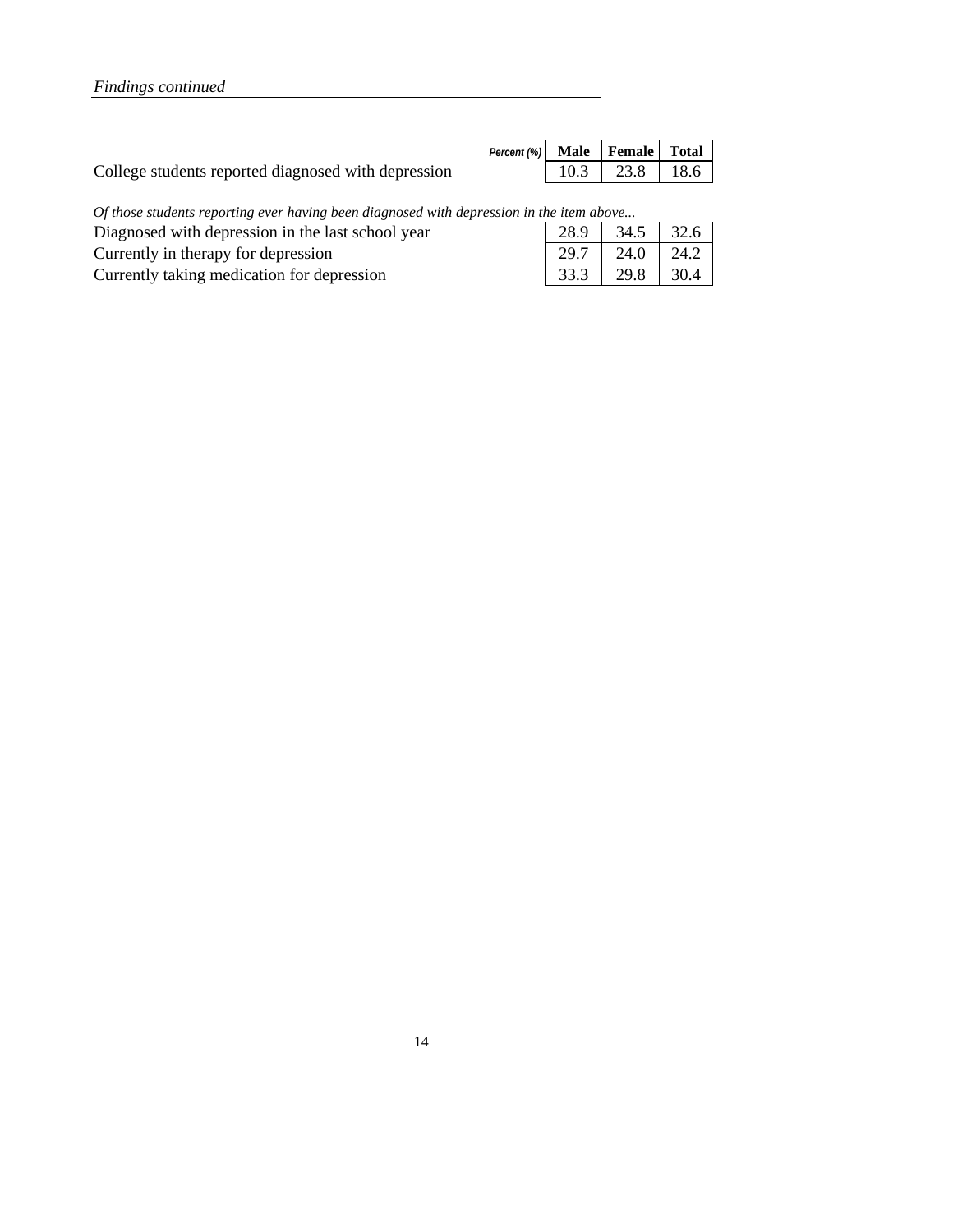*Findings continued*

| Percent (%) | Male | Female | Total |
|---|---|---|---|
| College students reported diagnosed with depression | 10.3 | 23.8 | 18.6 |
| *Of those students reporting ever having been diagnosed with depression in the item above...* | | | |
| Diagnosed with depression in the last school year | 28.9 | 34.5 | 32.6 |
| Currently in therapy for depression | 29.7 | 24.0 | 24.2 |
| Currently taking medication for depression | 33.3 | 29.8 | 30.4 |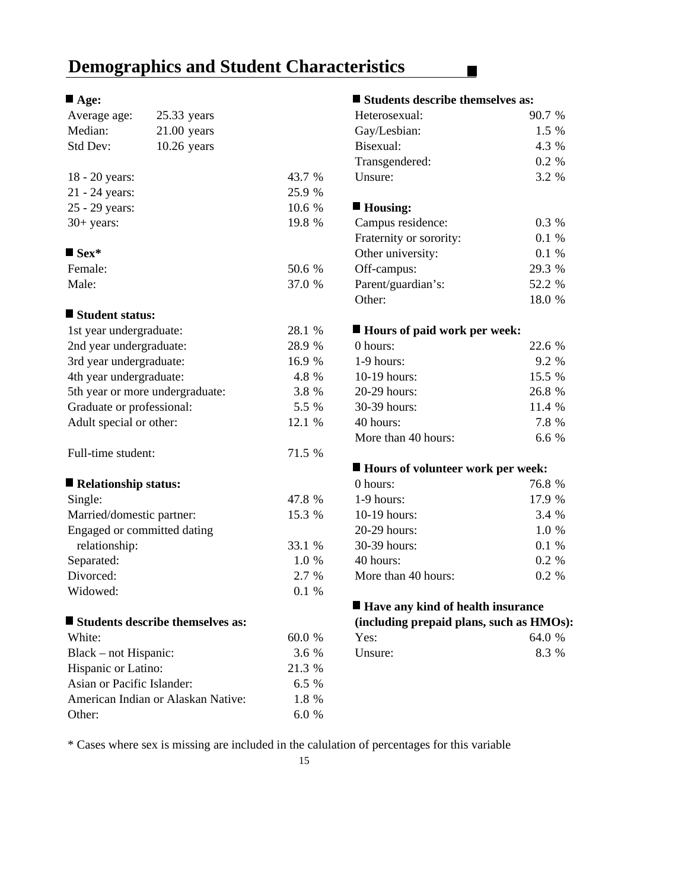# Demographics and Student Characteristics

**Age:**

| | |
|---|---|
| Average age: | 25.33 years |
| Median: | 21.00 years |
| Std Dev: | 10.26 years |

| | |
|---|---|
| 18 - 20 years: | 43.7 % |
| 21 - 24 years: | 25.9 % |
| 25 - 29 years: | 10.6 % |
| 30+ years: | 19.8 % |

**Sex***

| | |
|---|---|
| Female: | 50.6 % |
| Male: | 37.0 % |

**Student status:**

| | |
|---|---|
| 1st year undergraduate: | 28.1 % |
| 2nd year undergraduate: | 28.9 % |
| 3rd year undergraduate: | 16.9 % |
| 4th year undergraduate: | 4.8 % |
| 5th year or more undergraduate: | 3.8 % |
| Graduate or professional: | 5.5 % |
| Adult special or other: | 12.1 % |
| Full-time student: | 71.5 % |

**Relationship status:**

| | |
|---|---|
| Single: | 47.8 % |
| Married/domestic partner: | 15.3 % |
| Engaged or committed dating relationship: | 33.1 % |
| Separated: | 1.0 % |
| Divorced: | 2.7 % |
| Widowed: | 0.1 % |

**Students describe themselves as:**

| | |
|---|---|
| White: | 60.0 % |
| Black – not Hispanic: | 3.6 % |
| Hispanic or Latino: | 21.3 % |
| Asian or Pacific Islander: | 6.5 % |
| American Indian or Alaskan Native: | 1.8 % |
| Other: | 6.0 % |

**Students describe themselves as:**

| | |
|---|---|
| Heterosexual: | 90.7 % |
| Gay/Lesbian: | 1.5 % |
| Bisexual: | 4.3 % |
| Transgendered: | 0.2 % |
| Unsure: | 3.2 % |

**Housing:**

| | |
|---|---|
| Campus residence: | 0.3 % |
| Fraternity or sorority: | 0.1 % |
| Other university: | 0.1 % |
| Off-campus: | 29.3 % |
| Parent/guardian's: | 52.2 % |
| Other: | 18.0 % |

**Hours of paid work per week:**

| | |
|---|---|
| 0 hours: | 22.6 % |
| 1-9 hours: | 9.2 % |
| 10-19 hours: | 15.5 % |
| 20-29 hours: | 26.8 % |
| 30-39 hours: | 11.4 % |
| 40 hours: | 7.8 % |
| More than 40 hours: | 6.6 % |

**Hours of volunteer work per week:**

| | |
|---|---|
| 0 hours: | 76.8 % |
| 1-9 hours: | 17.9 % |
| 10-19 hours: | 3.4 % |
| 20-29 hours: | 1.0 % |
| 30-39 hours: | 0.1 % |
| 40 hours: | 0.2 % |
| More than 40 hours: | 0.2 % |

**Have any kind of health insurance (including prepaid plans, such as HMOs):**

| | |
|---|---|
| Yes: | 64.0 % |
| Unsure: | 8.3 % |

\* Cases where sex is missing are included in the calulation of percentages for this variable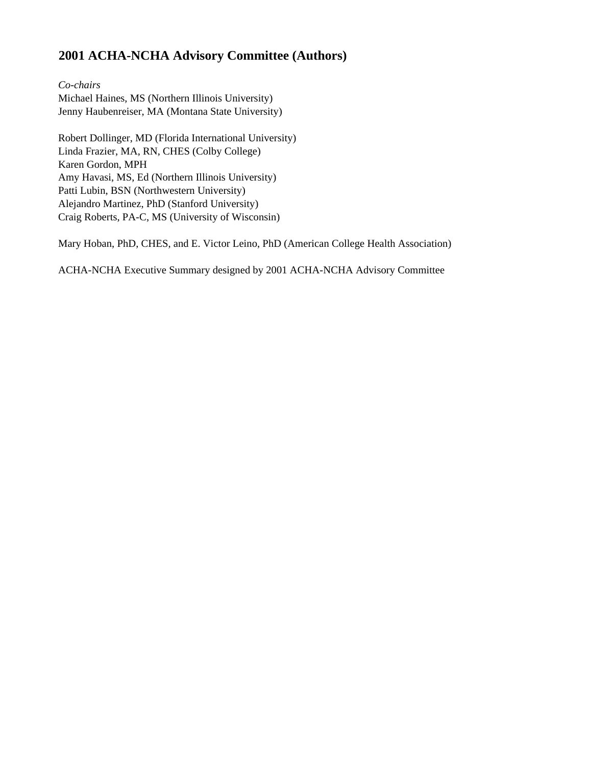## 2001 ACHA-NCHA Advisory Committee (Authors)

*Co-chairs*
Michael Haines, MS (Northern Illinois University)
Jenny Haubenreiser, MA (Montana State University)

Robert Dollinger, MD (Florida International University)
Linda Frazier, MA, RN, CHES (Colby College)
Karen Gordon, MPH
Amy Havasi, MS, Ed (Northern Illinois University)
Patti Lubin, BSN (Northwestern University)
Alejandro Martinez, PhD (Stanford University)
Craig Roberts, PA-C, MS (University of Wisconsin)

Mary Hoban, PhD, CHES, and E. Victor Leino, PhD (American College Health Association)

ACHA-NCHA Executive Summary designed by 2001 ACHA-NCHA Advisory Committee